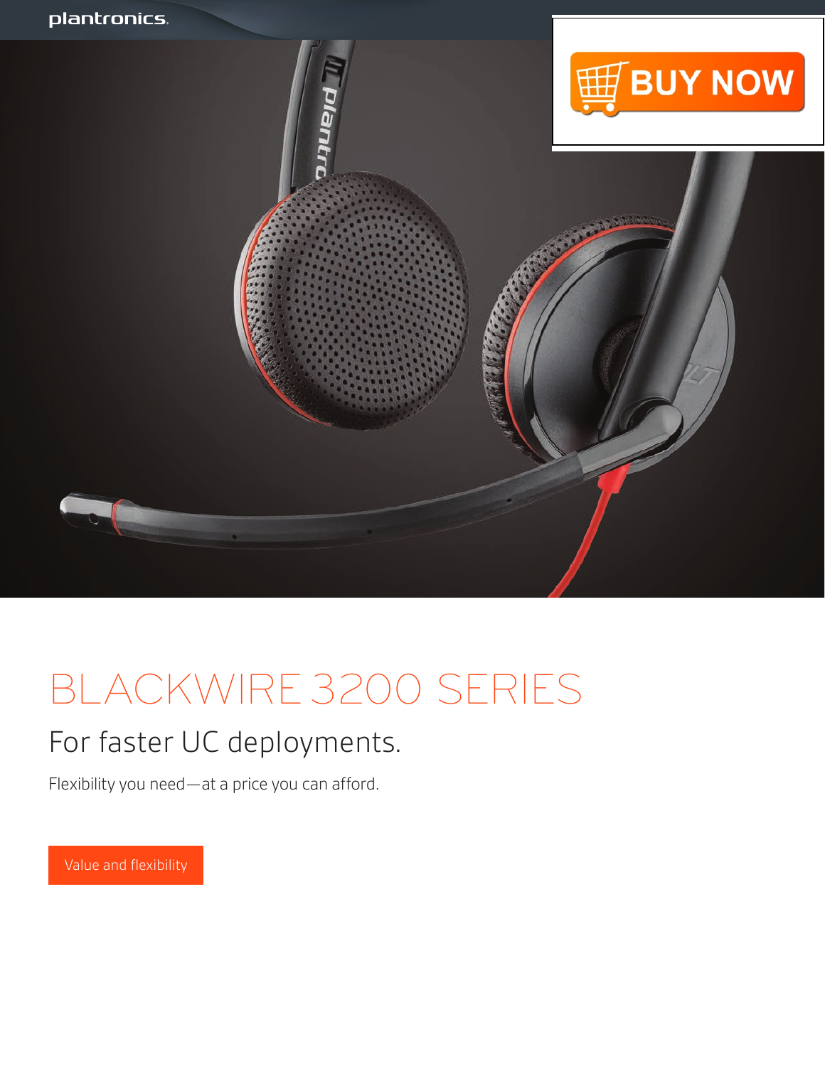plantronics.

BUY NOW

# BLACKWIRE 3200 SERIES

## For faster UC deployments.

Flexibility you need—at a price you can afford.

Value and flexibility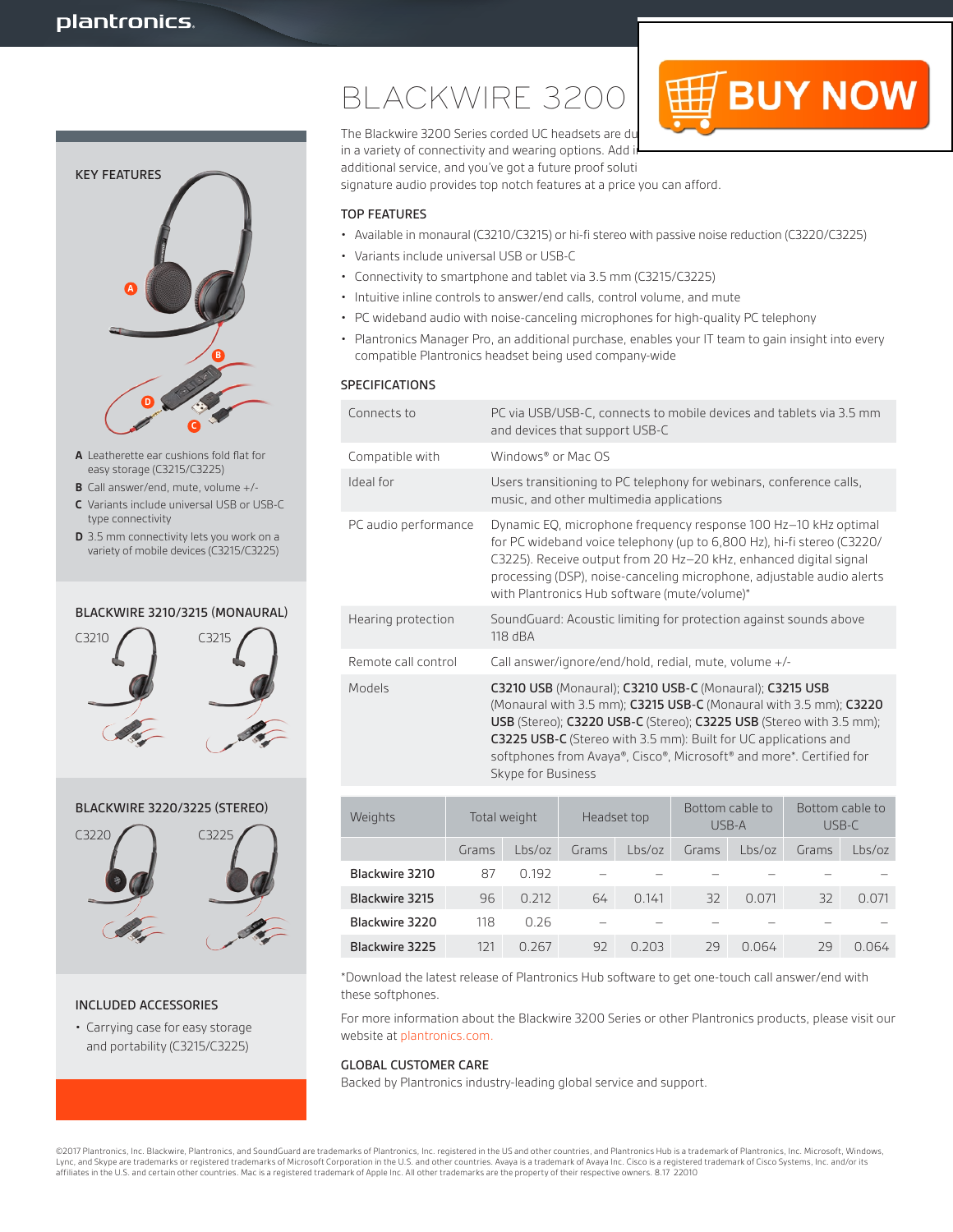# BLACKWIRE 3200

The Blackwire 3200 Series corded UC headsets are du in a variety of connectivity and wearing options. Add i additional service, and you've got a future proof soluti signature audio provides top notch features at a price you can afford.

### TOP FEATURES

- Available in monaural (C3210/C3215) or hi-fi stereo with passive noise reduction (C3220/C3225)
- Variants include universal USB or USB-C
- Connectivity to smartphone and tablet via 3.5 mm (C3215/C3225)
- Intuitive inline controls to answer/end calls, control volume, and mute
- PC wideband audio with noise-canceling microphones for high-quality PC telephony
- Plantronics Manager Pro, an additional purchase, enables your IT team to gain insight into every compatible Plantronics headset being used company-wide

### SPECIFICATIONS

| | |
|---|---|
| Connects to | PC via USB/USB-C, connects to mobile devices and tablets via 3.5 mm and devices that support USB-C |
| Compatible with | Windows® or Mac OS |
| Ideal for | Users transitioning to PC telephony for webinars, conference calls, music, and other multimedia applications |
| PC audio performance | Dynamic EQ, microphone frequency response 100 Hz–10 kHz optimal for PC wideband voice telephony (up to 6,800 Hz), hi-fi stereo (C3220/C3225). Receive output from 20 Hz–20 kHz, enhanced digital signal processing (DSP), noise-canceling microphone, adjustable audio alerts with Plantronics Hub software (mute/volume)* |
| Hearing protection | SoundGuard: Acoustic limiting for protection against sounds above 118 dBA |
| Remote call control | Call answer/ignore/end/hold, redial, mute, volume +/- |
| Models | **C3210 USB** (Monaural); **C3210 USB-C** (Monaural); **C3215 USB** (Monaural with 3.5 mm); **C3215 USB-C** (Monaural with 3.5 mm); **C3220 USB** (Stereo); **C3220 USB-C** (Stereo); **C3225 USB** (Stereo with 3.5 mm); **C3225 USB-C** (Stereo with 3.5 mm): Built for UC applications and softphones from Avaya®, Cisco®, Microsoft® and more*. Certified for Skype for Business |

| Weights | Total weight | | Headset top | | Bottom cable to USB-A | | Bottom cable to USB-C | |
|---|---|---|---|---|---|---|---|---|
| | Grams | Lbs/oz | Grams | Lbs/oz | Grams | Lbs/oz | Grams | Lbs/oz |
| **Blackwire 3210** | 87 | 0.192 | – | – | – | – | – | – |
| **Blackwire 3215** | 96 | 0.212 | 64 | 0.141 | 32 | 0.071 | 32 | 0.071 |
| **Blackwire 3220** | 118 | 0.26 | – | – | – | – | – | – |
| **Blackwire 3225** | 121 | 0.267 | 92 | 0.203 | 29 | 0.064 | 29 | 0.064 |

*Download the latest release of Plantronics Hub software to get one-touch call answer/end with these softphones.

For more information about the Blackwire 3200 Series or other Plantronics products, please visit our website at plantronics.com.

### GLOBAL CUSTOMER CARE

Backed by Plantronics industry-leading global service and support.

### KEY FEATURES

**A** Leatherette ear cushions fold flat for easy storage (C3215/C3225)

**B** Call answer/end, mute, volume +/-

**C** Variants include universal USB or USB-C type connectivity

**D** 3.5 mm connectivity lets you work on a variety of mobile devices (C3215/C3225)

### BLACKWIRE 3210/3215 (MONAURAL)

C3210 C3215

### BLACKWIRE 3220/3225 (STEREO)

C3220 C3225

### INCLUDED ACCESSORIES

- Carrying case for easy storage and portability (C3215/C3225)

©2017 Plantronics, Inc. Blackwire, Plantronics, and SoundGuard are trademarks of Plantronics, Inc. registered in the US and other countries, and Plantronics Hub is a trademark of Plantronics, Inc. Microsoft, Windows, Lync, and Skype are trademarks or registered trademarks of Microsoft Corporation in the U.S. and other countries. Avaya is a trademark of Avaya Inc. Cisco is a registered trademark of Cisco Systems, Inc. and/or its affiliates in the U.S. and certain other countries. Mac is a registered trademark of Apple Inc. All other trademarks are the property of their respective owners. 8.17 22010